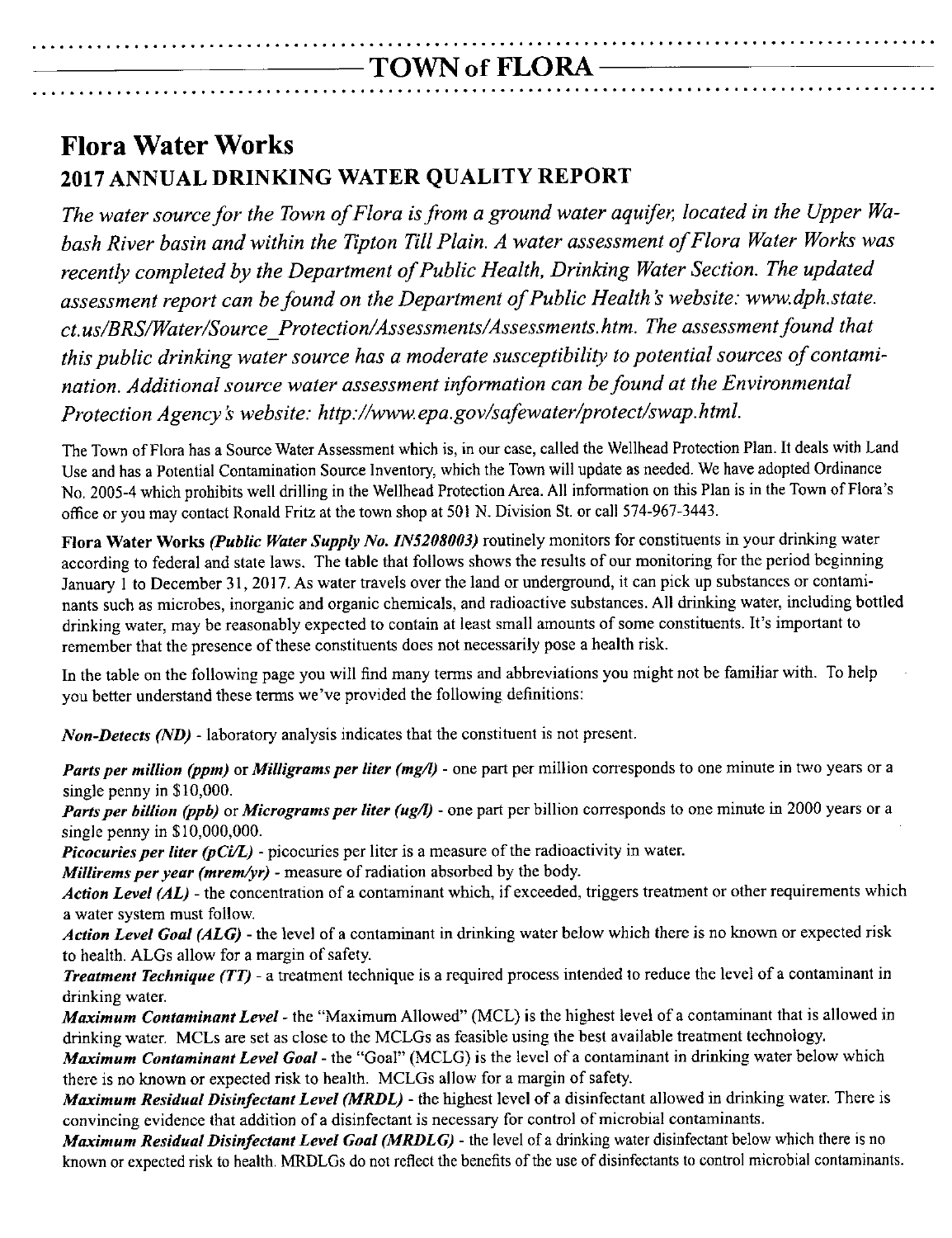# TOWN of FLORA

## Flora Water Works

### 2017 ANNUAL DRINKING WATER QUALITY REPORT

*The water source for the Town of Flora is from a ground water aquifer, located in the Upper Wabash River basin and within the Tipton Till Plain. A water assessment of Flora Water Works was recently completed by the Department of Public Health, Drinking Water Section. The updated assessment report can be found on the Department of Public Health's website: www.dph.state.ct.us/BRS/Water/Source_Protection/Assessments/Assessments.htm. The assessment found that this public drinking water source has a moderate susceptibility to potential sources of contamination. Additional source water assessment information can be found at the Environmental Protection Agency's website: http://www.epa.gov/safewater/protect/swap.html.*

The Town of Flora has a Source Water Assessment which is, in our case, called the Wellhead Protection Plan. It deals with Land Use and has a Potential Contamination Source Inventory, which the Town will update as needed. We have adopted Ordinance No. 2005-4 which prohibits well drilling in the Wellhead Protection Area. All information on this Plan is in the Town of Flora's office or you may contact Ronald Fritz at the town shop at 501 N. Division St. or call 574-967-3443.

**Flora Water Works *(Public Water Supply No. IN5208003)*** routinely monitors for constituents in your drinking water according to federal and state laws. The table that follows shows the results of our monitoring for the period beginning January 1 to December 31, 2017. As water travels over the land or underground, it can pick up substances or contaminants such as microbes, inorganic and organic chemicals, and radioactive substances. All drinking water, including bottled drinking water, may be reasonably expected to contain at least small amounts of some constituents. It's important to remember that the presence of these constituents does not necessarily pose a health risk.

In the table on the following page you will find many terms and abbreviations you might not be familiar with. To help you better understand these terms we've provided the following definitions:

***Non-Detects (ND)*** - laboratory analysis indicates that the constituent is not present.

***Parts per million (ppm)*** or ***Milligrams per liter (mg/l)*** - one part per million corresponds to one minute in two years or a single penny in $10,000.

***Parts per billion (ppb)*** or ***Micrograms per liter (ug/l)*** - one part per billion corresponds to one minute in 2000 years or a single penny in $10,000,000.

***Picocuries per liter (pCi/L)*** - picocuries per liter is a measure of the radioactivity in water.

***Millirems per year (mrem/yr)*** - measure of radiation absorbed by the body.

***Action Level (AL)*** - the concentration of a contaminant which, if exceeded, triggers treatment or other requirements which a water system must follow.

***Action Level Goal (ALG)*** - the level of a contaminant in drinking water below which there is no known or expected risk to health. ALGs allow for a margin of safety.

***Treatment Technique (TT)*** - a treatment technique is a required process intended to reduce the level of a contaminant in drinking water.

***Maximum Contaminant Level*** - the "Maximum Allowed" (MCL) is the highest level of a contaminant that is allowed in drinking water. MCLs are set as close to the MCLGs as feasible using the best available treatment technology.

***Maximum Contaminant Level Goal*** - the "Goal" (MCLG) is the level of a contaminant in drinking water below which there is no known or expected risk to health. MCLGs allow for a margin of safety.

***Maximum Residual Disinfectant Level (MRDL)*** - the highest level of a disinfectant allowed in drinking water. There is convincing evidence that addition of a disinfectant is necessary for control of microbial contaminants.

***Maximum Residual Disinfectant Level Goal (MRDLG)*** - the level of a drinking water disinfectant below which there is no known or expected risk to health. MRDLGs do not reflect the benefits of the use of disinfectants to control microbial contaminants.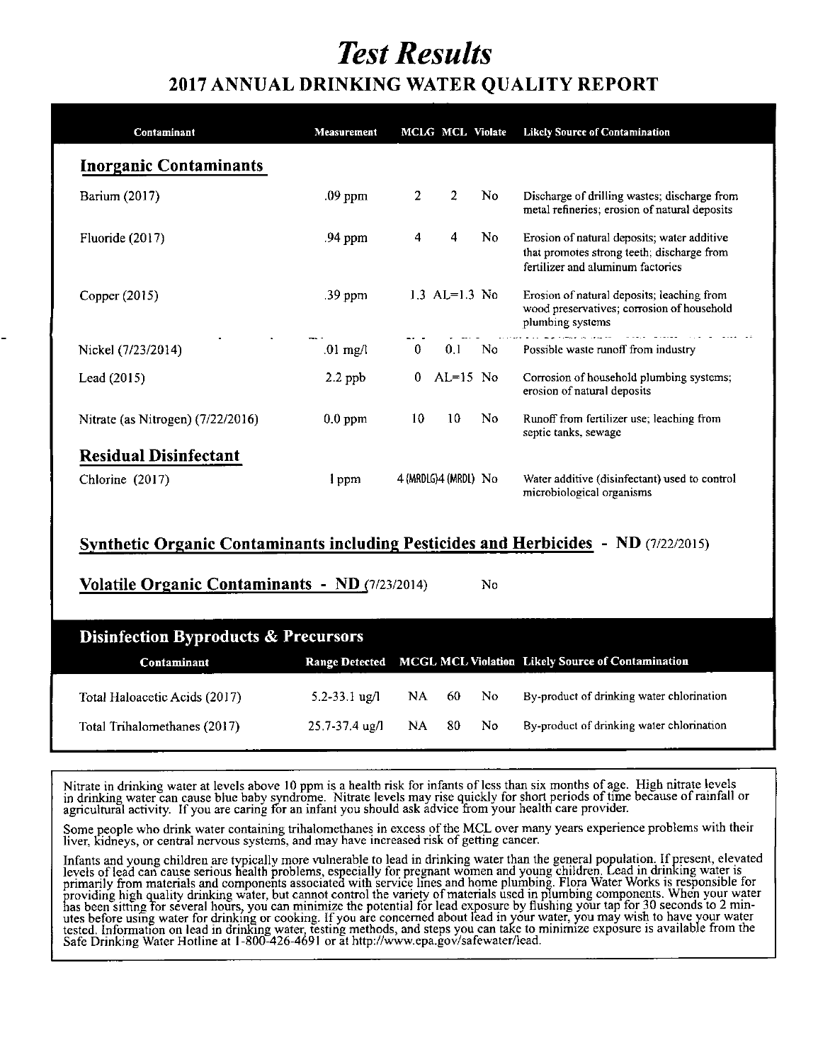# *Test Results*

## 2017 ANNUAL DRINKING WATER QUALITY REPORT

| Contaminant | Measurement | MCLG | MCL | Violate | Likely Source of Contamination |
|---|---|---|---|---|---|
| **Inorganic Contaminants** | | | | | |
| Barium (2017) | .09 ppm | 2 | 2 | No | Discharge of drilling wastes; discharge from metal refineries; erosion of natural deposits |
| Fluoride (2017) | .94 ppm | 4 | 4 | No | Erosion of natural deposits; water additive that promotes strong teeth; discharge from fertilizer and aluminum factories |
| Copper (2015) | .39 ppm | 1.3 | AL=1.3 | No | Erosion of natural deposits; leaching from wood preservatives; corrosion of household plumbing systems |
| Nickel (7/23/2014) | .01 mg/l | 0 | 0.1 | No | Possible waste runoff from industry |
| Lead (2015) | 2.2 ppb | 0 | AL=15 | No | Corrosion of household plumbing systems; erosion of natural deposits |
| Nitrate (as Nitrogen) (7/22/2016) | 0.0 ppm | 10 | 10 | No | Runoff from fertilizer use; leaching from septic tanks, sewage |
| **Residual Disinfectant** | | | | | |
| Chlorine (2017) | 1 ppm | 4 (MRDLG) | 4 (MRDL) | No | Water additive (disinfectant) used to control microbiological organisms |

**Synthetic Organic Contaminants including Pesticides and Herbicides - ND** (7/22/2015)

**Volatile Organic Contaminants - ND** (7/23/2014) No

### Disinfection Byproducts & Precursors

| Contaminant | Range Detected | MCGL | MCL | Violation | Likely Source of Contamination |
|---|---|---|---|---|---|
| Total Haloacetic Acids (2017) | 5.2-33.1 ug/l | NA | 60 | No | By-product of drinking water chlorination |
| Total Trihalomethanes (2017) | 25.7-37.4 ug/l | NA | 80 | No | By-product of drinking water chlorination |

Nitrate in drinking water at levels above 10 ppm is a health risk for infants of less than six months of age. High nitrate levels in drinking water can cause blue baby syndrome. Nitrate levels may rise quickly for short periods of time because of rainfall or agricultural activity. If you are caring for an infant you should ask advice from your health care provider.

Some people who drink water containing trihalomethanes in excess of the MCL over many years experience problems with their liver, kidneys, or central nervous systems, and may have increased risk of getting cancer.

Infants and young children are typically more vulnerable to lead in drinking water than the general population. If present, elevated levels of lead can cause serious health problems, especially for pregnant women and young children. Lead in drinking water is primarily from materials and components associated with service lines and home plumbing. Flora Water Works is responsible for providing high quality drinking water, but cannot control the variety of materials used in plumbing components. When your water has been sitting for several hours, you can minimize the potential for lead exposure by flushing your tap for 30 seconds to 2 minutes before using water for drinking or cooking. If you are concerned about lead in your water, you may wish to have your water tested. Information on lead in drinking water, testing methods, and steps you can take to minimize exposure is available from the Safe Drinking Water Hotline at 1-800-426-4691 or at http://www.epa.gov/safewater/lead.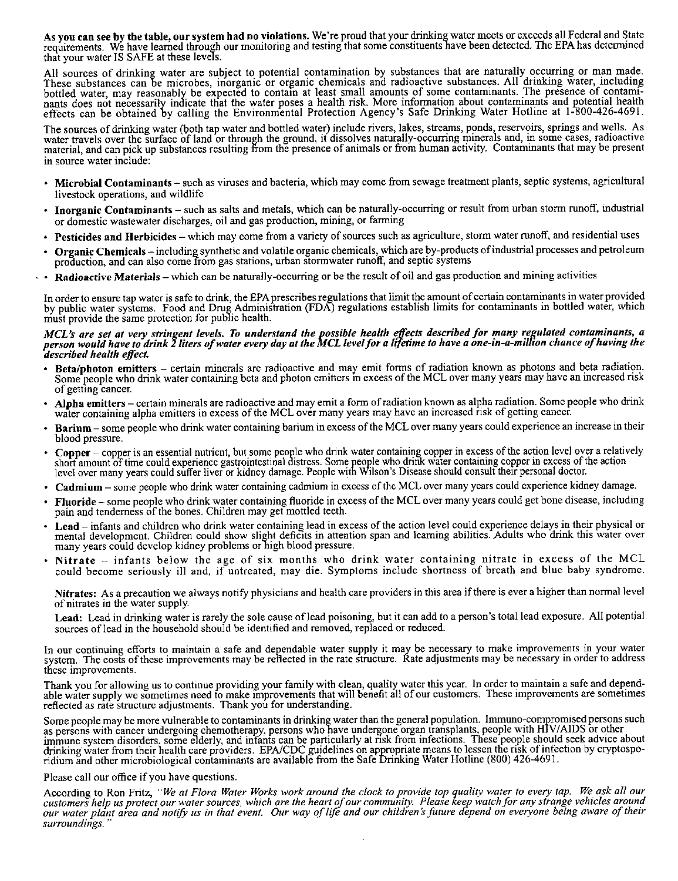**As you can see by the table, our system had no violations.** We're proud that your drinking water meets or exceeds all Federal and State requirements. We have learned through our monitoring and testing that some constituents have been detected. The EPA has determined that your water IS SAFE at these levels.

All sources of drinking water are subject to potential contamination by substances that are naturally occurring or man made. These substances can be microbes, inorganic or organic chemicals and radioactive substances. All drinking water, including bottled water, may reasonably be expected to contain at least small amounts of some contaminants. The presence of contaminants does not necessarily indicate that the water poses a health risk. More information about contaminants and potential health effects can be obtained by calling the Environmental Protection Agency's Safe Drinking Water Hotline at 1-800-426-4691.

The sources of drinking water (both tap water and bottled water) include rivers, lakes, streams, ponds, reservoirs, springs and wells. As water travels over the surface of land or through the ground, it dissolves naturally-occurring minerals and, in some cases, radioactive material, and can pick up substances resulting from the presence of animals or from human activity. Contaminants that may be present in source water include:

- **Microbial Contaminants** – such as viruses and bacteria, which may come from sewage treatment plants, septic systems, agricultural livestock operations, and wildlife
- **Inorganic Contaminants** – such as salts and metals, which can be naturally-occurring or result from urban storm runoff, industrial or domestic wastewater discharges, oil and gas production, mining, or farming
- **Pesticides and Herbicides** – which may come from a variety of sources such as agriculture, storm water runoff, and residential uses
- **Organic Chemicals** – including synthetic and volatile organic chemicals, which are by-products of industrial processes and petroleum production, and can also come from gas stations, urban stormwater runoff, and septic systems
- **Radioactive Materials** – which can be naturally-occurring or be the result of oil and gas production and mining activities

In order to ensure tap water is safe to drink, the EPA prescribes regulations that limit the amount of certain contaminants in water provided by public water systems. Food and Drug Administration (FDA) regulations establish limits for contaminants in bottled water, which must provide the same protection for public health.

***MCL's are set at very stringent levels. To understand the possible health effects described for many regulated contaminants, a person would have to drink 2 liters of water every day at the MCL level for a lifetime to have a one-in-a-million chance of having the described health effect.***

- **Beta/photon emitters** – certain minerals are radioactive and may emit forms of radiation known as photons and beta radiation. Some people who drink water containing beta and photon emitters in excess of the MCL over many years may have an increased risk of getting cancer.
- **Alpha emitters** – certain minerals are radioactive and may emit a form of radiation known as alpha radiation. Some people who drink water containing alpha emitters in excess of the MCL over many years may have an increased risk of getting cancer.
- **Barium** – some people who drink water containing barium in excess of the MCL over many years could experience an increase in their blood pressure.
- **Copper** – copper is an essential nutrient, but some people who drink water containing copper in excess of the action level over a relatively short amount of time could experience gastrointestinal distress. Some people who drink water containing copper in excess of the action level over many years could suffer liver or kidney damage. People with Wilson's Disease should consult their personal doctor.
- **Cadmium** – some people who drink water containing cadmium in excess of the MCL over many years could experience kidney damage.
- **Fluoride** – some people who drink water containing fluoride in excess of the MCL over many years could get bone disease, including pain and tenderness of the bones. Children may get mottled teeth.
- **Lead** – infants and children who drink water containing lead in excess of the action level could experience delays in their physical or mental development. Children could show slight deficits in attention span and learning abilities. Adults who drink this water over many years could develop kidney problems or high blood pressure.
- **Nitrate** – infants below the age of six months who drink water containing nitrate in excess of the MCL could become seriously ill and, if untreated, may die. Symptoms include shortness of breath and blue baby syndrome.

  **Nitrates:** As a precaution we always notify physicians and health care providers in this area if there is ever a higher than normal level of nitrates in the water supply.

  **Lead:** Lead in drinking water is rarely the sole cause of lead poisoning, but it can add to a person's total lead exposure. All potential sources of lead in the household should be identified and removed, replaced or reduced.

In our continuing efforts to maintain a safe and dependable water supply it may be necessary to make improvements in your water system. The costs of these improvements may be reflected in the rate structure. Rate adjustments may be necessary in order to address these improvements.

Thank you for allowing us to continue providing your family with clean, quality water this year. In order to maintain a safe and dependable water supply we sometimes need to make improvements that will benefit all of our customers. These improvements are sometimes reflected as rate structure adjustments. Thank you for understanding.

Some people may be more vulnerable to contaminants in drinking water than the general population. Immuno-compromised persons such as persons with cancer undergoing chemotherapy, persons who have undergone organ transplants, people with HIV/AIDS or other immune system disorders, some elderly, and infants can be particularly at risk from infections. These people should seek advice about drinking water from their health care providers. EPA/CDC guidelines on appropriate means to lessen the risk of infection by cryptosporidium and other microbiological contaminants are available from the Safe Drinking Water Hotline (800) 426-4691.

Please call our office if you have questions.

According to Ron Fritz, *"We at Flora Water Works work around the clock to provide top quality water to every tap. We ask all our customers help us protect our water sources, which are the heart of our community. Please keep watch for any strange vehicles around our water plant area and notify us in that event. Our way of life and our children's future depend on everyone being aware of their surroundings."*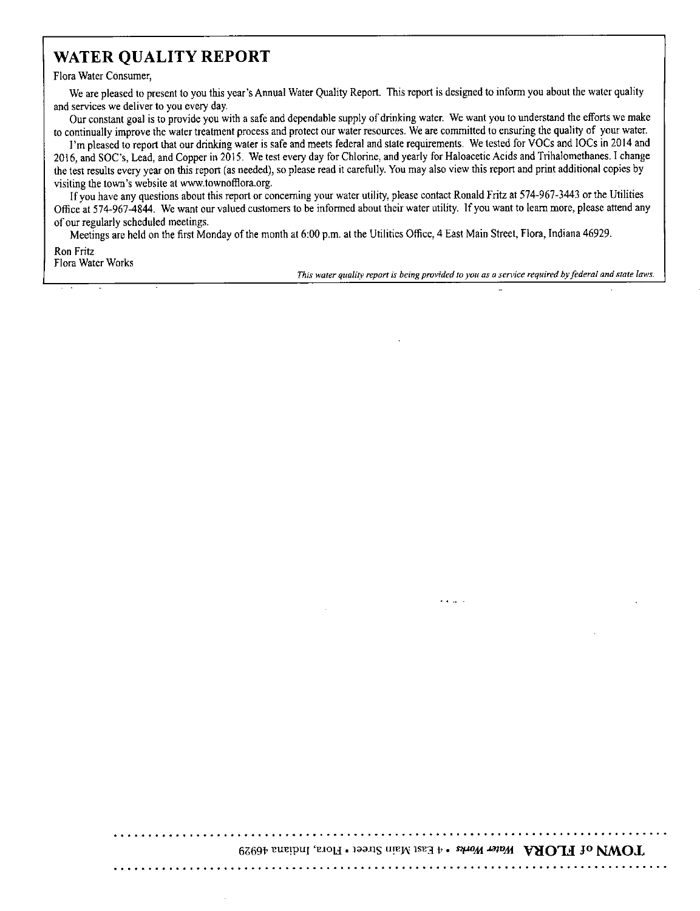# WATER QUALITY REPORT

Flora Water Consumer,

We are pleased to present to you this year's Annual Water Quality Report. This report is designed to inform you about the water quality and services we deliver to you every day.

Our constant goal is to provide you with a safe and dependable supply of drinking water. We want you to understand the efforts we make to continually improve the water treatment process and protect our water resources. We are committed to ensuring the quality of your water.

I'm pleased to report that our drinking water is safe and meets federal and state requirements. We tested for VOCs and IOCs in 2014 and 2016, and SOC's, Lead, and Copper in 2015. We test every day for Chlorine, and yearly for Haloacetic Acids and Trihalomethanes. I change the test results every year on this report (as needed), so please read it carefully. You may also view this report and print additional copies by visiting the town's website at www.townofflora.org.

If you have any questions about this report or concerning your water utility, please contact Ronald Fritz at 574-967-3443 or the Utilities Office at 574-967-4844. We want our valued customers to be informed about their water utility. If you want to learn more, please attend any of our regularly scheduled meetings.

Meetings are held on the first Monday of the month at 6:00 p.m. at the Utilities Office, 4 East Main Street, Flora, Indiana 46929.

Ron Fritz
Flora Water Works

*This water quality report is being provided to you as a service required by federal and state laws.*

TOWN of FLORA *Water Works* • 4 East Main Street • Flora, Indiana 46929